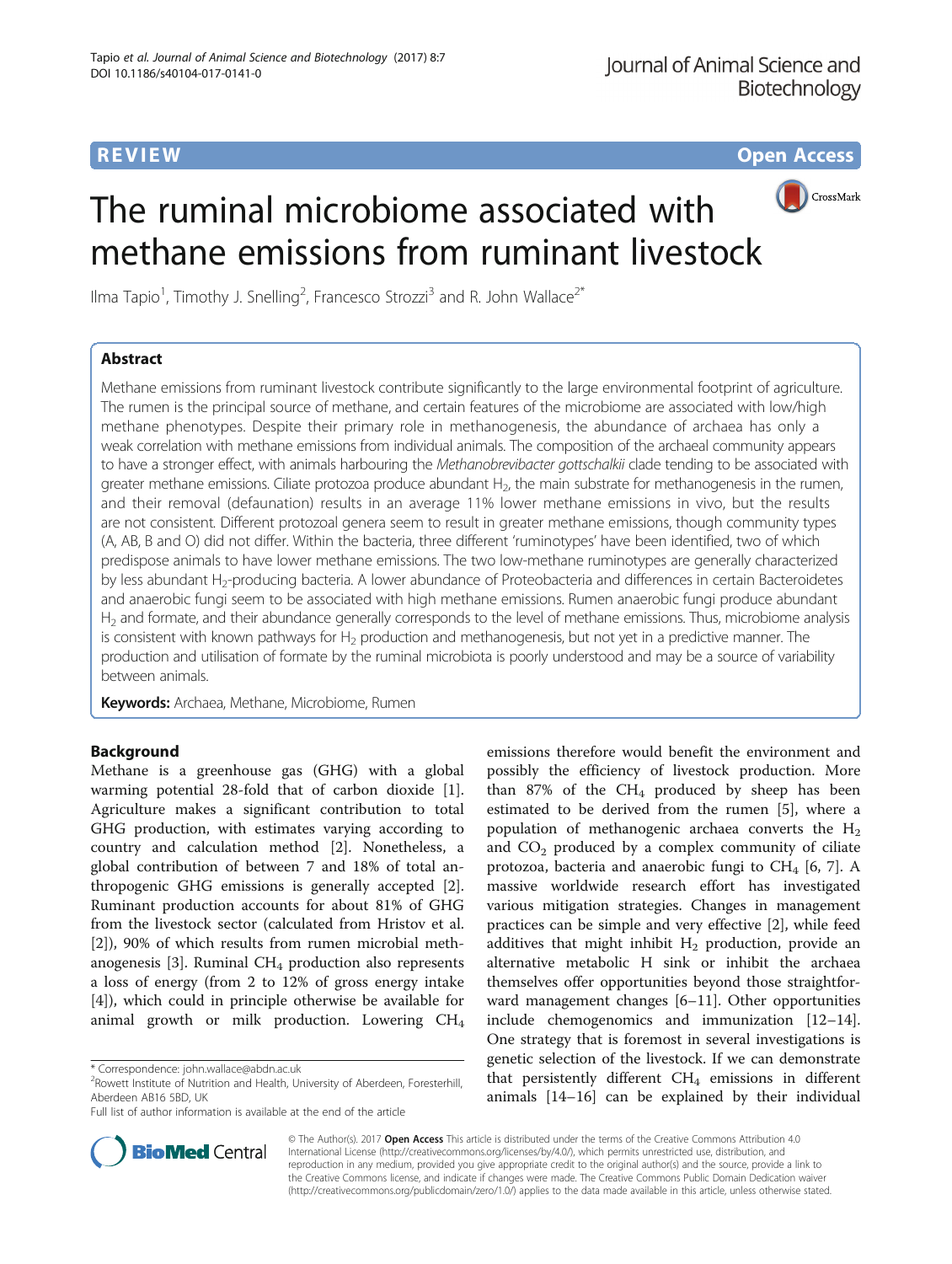**REVIEW** **Open Access**

# The ruminal microbiome associated with methane emissions from ruminant livestock

Ilma Tapio[1], Timothy J. Snelling[2], Francesco Strozzi[3] and R. John Wallace[2*]

## Abstract

Methane emissions from ruminant livestock contribute significantly to the large environmental footprint of agriculture. The rumen is the principal source of methane, and certain features of the microbiome are associated with low/high methane phenotypes. Despite their primary role in methanogenesis, the abundance of archaea has only a weak correlation with methane emissions from individual animals. The composition of the archaeal community appears to have a stronger effect, with animals harbouring the *Methanobrevibacter gottschalkii* clade tending to be associated with greater methane emissions. Ciliate protozoa produce abundant $H_2$, the main substrate for methanogenesis in the rumen, and their removal (defaunation) results in an average 11% lower methane emissions in vivo, but the results are not consistent. Different protozoal genera seem to result in greater methane emissions, though community types (A, AB, B and O) did not differ. Within the bacteria, three different 'ruminotypes' have been identified, two of which predispose animals to have lower methane emissions. The two low-methane ruminotypes are generally characterized by less abundant $H_2$-producing bacteria. A lower abundance of Proteobacteria and differences in certain Bacteroidetes and anaerobic fungi seem to be associated with high methane emissions. Rumen anaerobic fungi produce abundant $H_2$ and formate, and their abundance generally corresponds to the level of methane emissions. Thus, microbiome analysis is consistent with known pathways for $H_2$ production and methanogenesis, but not yet in a predictive manner. The production and utilisation of formate by the ruminal microbiota is poorly understood and may be a source of variability between animals.

**Keywords:** Archaea, Methane, Microbiome, Rumen

## Background

Methane is a greenhouse gas (GHG) with a global warming potential 28-fold that of carbon dioxide [1]. Agriculture makes a significant contribution to total GHG production, with estimates varying according to country and calculation method [2]. Nonetheless, a global contribution of between 7 and 18% of total anthropogenic GHG emissions is generally accepted [2]. Ruminant production accounts for about 81% of GHG from the livestock sector (calculated from Hristov et al. [2]), 90% of which results from rumen microbial methanogenesis [3]. Ruminal $CH_4$ production also represents a loss of energy (from 2 to 12% of gross energy intake [4]), which could in principle otherwise be available for animal growth or milk production. Lowering $CH_4$ emissions therefore would benefit the environment and possibly the efficiency of livestock production. More than 87% of the $CH_4$ produced by sheep has been estimated to be derived from the rumen [5], where a population of methanogenic archaea converts the $H_2$ and $CO_2$ produced by a complex community of ciliate protozoa, bacteria and anaerobic fungi to $CH_4$ [6, 7]. A massive worldwide research effort has investigated various mitigation strategies. Changes in management practices can be simple and very effective [2], while feed additives that might inhibit $H_2$ production, provide an alternative metabolic H sink or inhibit the archaea themselves offer opportunities beyond those straightforward management changes [6–11]. Other opportunities include chemogenomics and immunization [12–14]. One strategy that is foremost in several investigations is genetic selection of the livestock. If we can demonstrate that persistently different $CH_4$ emissions in different animals [14–16] can be explained by their individual

* Correspondence: john.wallace@abdn.ac.uk
[2]Rowett Institute of Nutrition and Health, University of Aberdeen, Foresterhill, Aberdeen AB16 5BD, UK
Full list of author information is available at the end of the article

© The Author(s). 2017 **Open Access** This article is distributed under the terms of the Creative Commons Attribution 4.0 International License (http://creativecommons.org/licenses/by/4.0/), which permits unrestricted use, distribution, and reproduction in any medium, provided you give appropriate credit to the original author(s) and the source, provide a link to the Creative Commons license, and indicate if changes were made. The Creative Commons Public Domain Dedication waiver (http://creativecommons.org/publicdomain/zero/1.0/) applies to the data made available in this article, unless otherwise stated.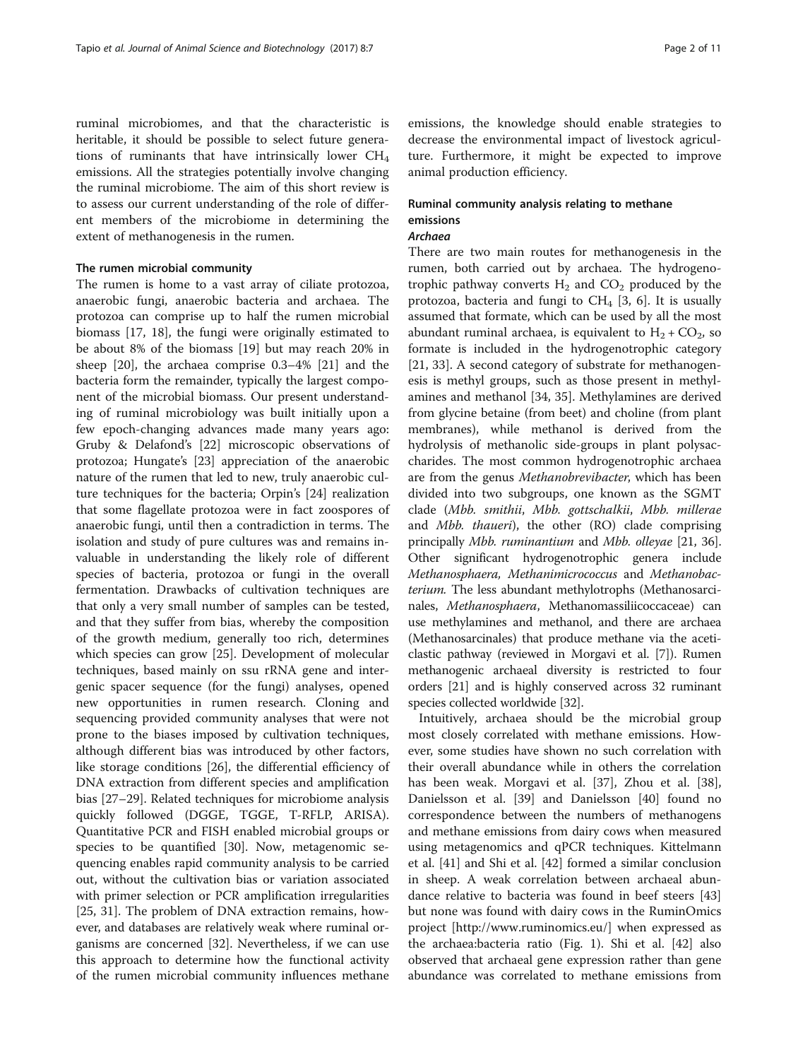ruminal microbiomes, and that the characteristic is heritable, it should be possible to select future generations of ruminants that have intrinsically lower $CH_4$ emissions. All the strategies potentially involve changing the ruminal microbiome. The aim of this short review is to assess our current understanding of the role of different members of the microbiome in determining the extent of methanogenesis in the rumen.

### The rumen microbial community

The rumen is home to a vast array of ciliate protozoa, anaerobic fungi, anaerobic bacteria and archaea. The protozoa can comprise up to half the rumen microbial biomass [17, 18], the fungi were originally estimated to be about 8% of the biomass [19] but may reach 20% in sheep [20], the archaea comprise 0.3–4% [21] and the bacteria form the remainder, typically the largest component of the microbial biomass. Our present understanding of ruminal microbiology was built initially upon a few epoch-changing advances made many years ago: Gruby & Delafond's [22] microscopic observations of protozoa; Hungate's [23] appreciation of the anaerobic nature of the rumen that led to new, truly anaerobic culture techniques for the bacteria; Orpin's [24] realization that some flagellate protozoa were in fact zoospores of anaerobic fungi, until then a contradiction in terms. The isolation and study of pure cultures was and remains invaluable in understanding the likely role of different species of bacteria, protozoa or fungi in the overall fermentation. Drawbacks of cultivation techniques are that only a very small number of samples can be tested, and that they suffer from bias, whereby the composition of the growth medium, generally too rich, determines which species can grow [25]. Development of molecular techniques, based mainly on ssu rRNA gene and intergenic spacer sequence (for the fungi) analyses, opened new opportunities in rumen research. Cloning and sequencing provided community analyses that were not prone to the biases imposed by cultivation techniques, although different bias was introduced by other factors, like storage conditions [26], the differential efficiency of DNA extraction from different species and amplification bias [27–29]. Related techniques for microbiome analysis quickly followed (DGGE, TGGE, T-RFLP, ARISA). Quantitative PCR and FISH enabled microbial groups or species to be quantified [30]. Now, metagenomic sequencing enables rapid community analysis to be carried out, without the cultivation bias or variation associated with primer selection or PCR amplification irregularities [25, 31]. The problem of DNA extraction remains, however, and databases are relatively weak where ruminal organisms are concerned [32]. Nevertheless, if we can use this approach to determine how the functional activity of the rumen microbial community influences methane emissions, the knowledge should enable strategies to decrease the environmental impact of livestock agriculture. Furthermore, it might be expected to improve animal production efficiency.

## Ruminal community analysis relating to methane emissions

### *Archaea*

There are two main routes for methanogenesis in the rumen, both carried out by archaea. The hydrogenotrophic pathway converts $H_2$ and $CO_2$ produced by the protozoa, bacteria and fungi to $CH_4$ [3, 6]. It is usually assumed that formate, which can be used by all the most abundant ruminal archaea, is equivalent to $H_2 + CO_2$, so formate is included in the hydrogenotrophic category [21, 33]. A second category of substrate for methanogenesis is methyl groups, such as those present in methylamines and methanol [34, 35]. Methylamines are derived from glycine betaine (from beet) and choline (from plant membranes), while methanol is derived from the hydrolysis of methanolic side-groups in plant polysaccharides. The most common hydrogenotrophic archaea are from the genus *Methanobrevibacter*, which has been divided into two subgroups, one known as the SGMT clade (*Mbb. smithii*, *Mbb. gottschalkii*, *Mbb. millerae* and *Mbb. thaueri*), the other (RO) clade comprising principally *Mbb. ruminantium* and *Mbb. olleyae* [21, 36]. Other significant hydrogenotrophic genera include *Methanosphaera, Methanimicrococcus* and *Methanobacterium.* The less abundant methylotrophs (Methanosarcinales, *Methanosphaera*, Methanomassiliicoccaceae) can use methylamines and methanol, and there are archaea (Methanosarcinales) that produce methane via the aceticlastic pathway (reviewed in Morgavi et al. [7]). Rumen methanogenic archaeal diversity is restricted to four orders [21] and is highly conserved across 32 ruminant species collected worldwide [32].

Intuitively, archaea should be the microbial group most closely correlated with methane emissions. However, some studies have shown no such correlation with their overall abundance while in others the correlation has been weak. Morgavi et al. [37], Zhou et al. [38], Danielsson et al. [39] and Danielsson [40] found no correspondence between the numbers of methanogens and methane emissions from dairy cows when measured using metagenomics and qPCR techniques. Kittelmann et al. [41] and Shi et al. [42] formed a similar conclusion in sheep. A weak correlation between archaeal abundance relative to bacteria was found in beef steers [43] but none was found with dairy cows in the RuminOmics project [http://www.ruminomics.eu/] when expressed as the archaea:bacteria ratio (Fig. 1). Shi et al. [42] also observed that archaeal gene expression rather than gene abundance was correlated to methane emissions from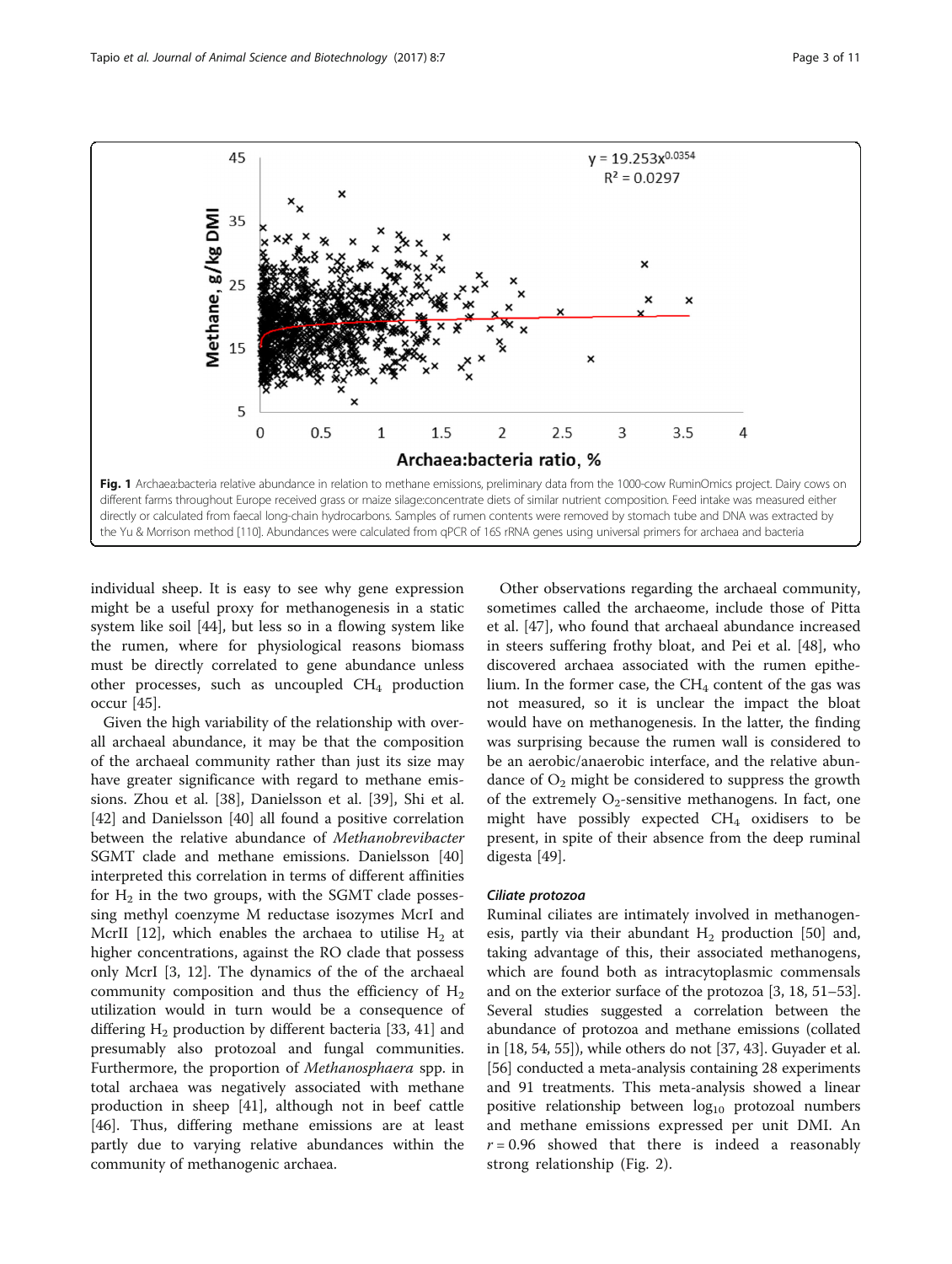Fig. 1 Archaea:bacteria relative abundance in relation to methane emissions, preliminary data from the 1000-cow RuminOmics project. Dairy cows on different farms throughout Europe received grass or maize silage:concentrate diets of similar nutrient composition. Feed intake was measured either directly or calculated from faecal long-chain hydrocarbons. Samples of rumen contents were removed by stomach tube and DNA was extracted by the Yu & Morrison method [110]. Abundances were calculated from qPCR of 16S rRNA genes using universal primers for archaea and bacteria

individual sheep. It is easy to see why gene expression might be a useful proxy for methanogenesis in a static system like soil [44], but less so in a flowing system like the rumen, where for physiological reasons biomass must be directly correlated to gene abundance unless other processes, such as uncoupled $CH_4$ production occur [45].

Given the high variability of the relationship with overall archaeal abundance, it may be that the composition of the archaeal community rather than just its size may have greater significance with regard to methane emissions. Zhou et al. [38], Danielsson et al. [39], Shi et al. [42] and Danielsson [40] all found a positive correlation between the relative abundance of *Methanobrevibacter* SGMT clade and methane emissions. Danielsson [40] interpreted this correlation in terms of different affinities for $H_2$ in the two groups, with the SGMT clade possessing methyl coenzyme M reductase isozymes McrI and McrII [12], which enables the archaea to utilise $H_2$ at higher concentrations, against the RO clade that possess only McrI [3, 12]. The dynamics of the of the archaeal community composition and thus the efficiency of $H_2$ utilization would in turn would be a consequence of differing $H_2$ production by different bacteria [33, 41] and presumably also protozoal and fungal communities. Furthermore, the proportion of *Methanosphaera* spp. in total archaea was negatively associated with methane production in sheep [41], although not in beef cattle [46]. Thus, differing methane emissions are at least partly due to varying relative abundances within the community of methanogenic archaea.

Other observations regarding the archaeal community, sometimes called the archaeome, include those of Pitta et al. [47], who found that archaeal abundance increased in steers suffering frothy bloat, and Pei et al. [48], who discovered archaea associated with the rumen epithelium. In the former case, the $CH_4$ content of the gas was not measured, so it is unclear the impact the bloat would have on methanogenesis. In the latter, the finding was surprising because the rumen wall is considered to be an aerobic/anaerobic interface, and the relative abundance of $O_2$ might be considered to suppress the growth of the extremely $O_2$-sensitive methanogens. In fact, one might have possibly expected $CH_4$ oxidisers to be present, in spite of their absence from the deep ruminal digesta [49].

#### *Ciliate protozoa*

Ruminal ciliates are intimately involved in methanogenesis, partly via their abundant $H_2$ production [50] and, taking advantage of this, their associated methanogens, which are found both as intracytoplasmic commensals and on the exterior surface of the protozoa [3, 18, 51–53]. Several studies suggested a correlation between the abundance of protozoa and methane emissions (collated in [18, 54, 55]), while others do not [37, 43]. Guyader et al. [56] conducted a meta-analysis containing 28 experiments and 91 treatments. This meta-analysis showed a linear positive relationship between $\log_{10}$ protozoal numbers and methane emissions expressed per unit DMI. An $r = 0.96$ showed that there is indeed a reasonably strong relationship (Fig. 2).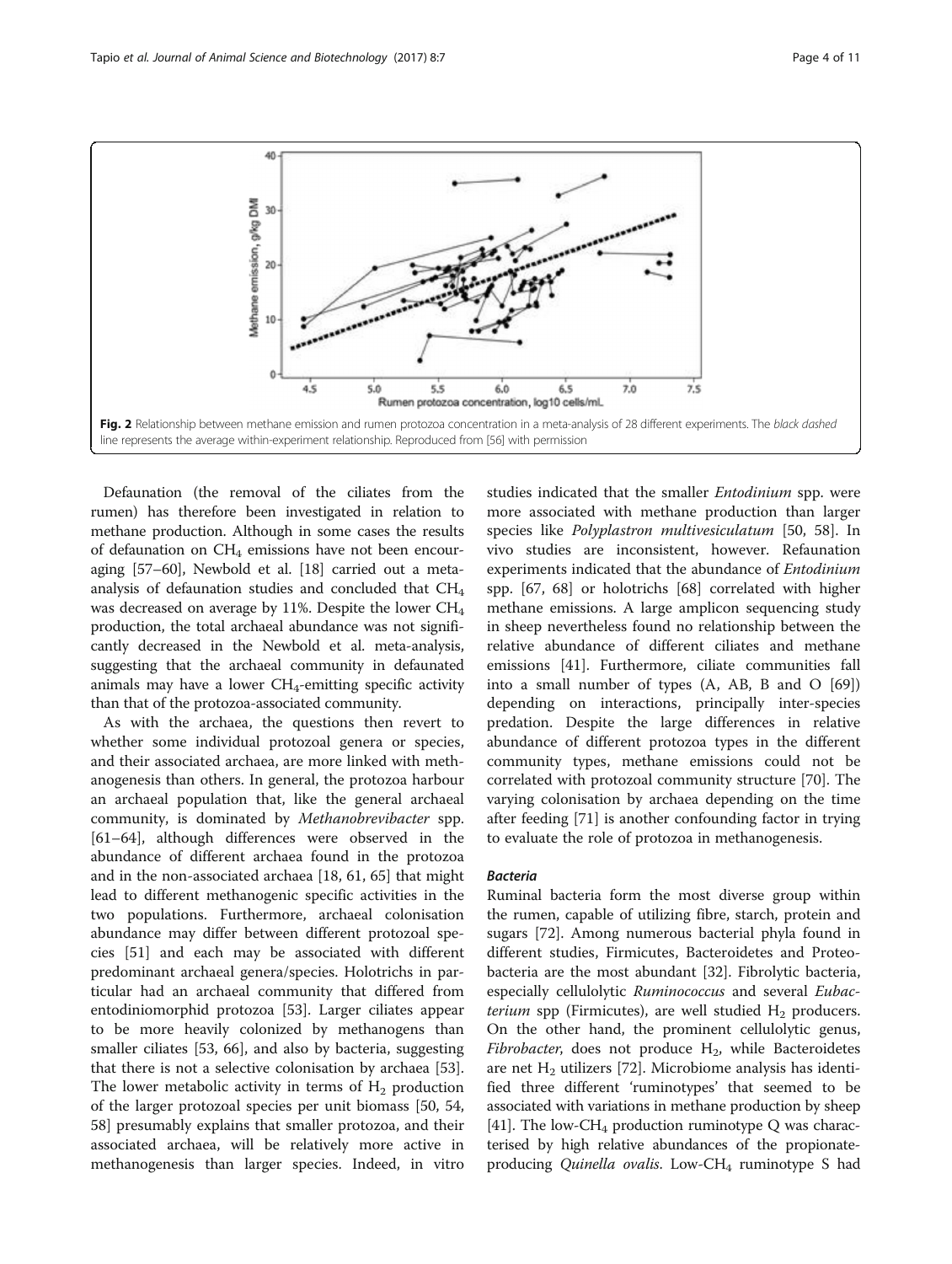Fig. 2 Relationship between methane emission and rumen protozoa concentration in a meta-analysis of 28 different experiments. The *black dashed* line represents the average within-experiment relationship. Reproduced from [56] with permission

Defaunation (the removal of the ciliates from the rumen) has therefore been investigated in relation to methane production. Although in some cases the results of defaunation on $CH_4$ emissions have not been encouraging [57–60], Newbold et al. [18] carried out a meta-analysis of defaunation studies and concluded that $CH_4$ was decreased on average by 11%. Despite the lower $CH_4$ production, the total archaeal abundance was not significantly decreased in the Newbold et al. meta-analysis, suggesting that the archaeal community in defaunated animals may have a lower $CH_4$-emitting specific activity than that of the protozoa-associated community.

As with the archaea, the questions then revert to whether some individual protozoal genera or species, and their associated archaea, are more linked with methanogenesis than others. In general, the protozoa harbour an archaeal population that, like the general archaeal community, is dominated by *Methanobrevibacter* spp. [61–64], although differences were observed in the abundance of different archaea found in the protozoa and in the non-associated archaea [18, 61, 65] that might lead to different methanogenic specific activities in the two populations. Furthermore, archaeal colonisation abundance may differ between different protozoal species [51] and each may be associated with different predominant archaeal genera/species. Holotrichs in particular had an archaeal community that differed from entodiniomorphid protozoa [53]. Larger ciliates appear to be more heavily colonized by methanogens than smaller ciliates [53, 66], and also by bacteria, suggesting that there is not a selective colonisation by archaea [53]. The lower metabolic activity in terms of $H_2$ production of the larger protozoal species per unit biomass [50, 54, 58] presumably explains that smaller protozoa, and their associated archaea, will be relatively more active in methanogenesis than larger species. Indeed, in vitro studies indicated that the smaller *Entodinium* spp. were more associated with methane production than larger species like *Polyplastron multivesiculatum* [50, 58]. In vivo studies are inconsistent, however. Refaunation experiments indicated that the abundance of *Entodinium* spp. [67, 68] or holotrichs [68] correlated with higher methane emissions. A large amplicon sequencing study in sheep nevertheless found no relationship between the relative abundance of different ciliates and methane emissions [41]. Furthermore, ciliate communities fall into a small number of types (A, AB, B and O [69]) depending on interactions, principally inter-species predation. Despite the large differences in relative abundance of different protozoa types in the different community types, methane emissions could not be correlated with protozoal community structure [70]. The varying colonisation by archaea depending on the time after feeding [71] is another confounding factor in trying to evaluate the role of protozoa in methanogenesis.

### Bacteria

Ruminal bacteria form the most diverse group within the rumen, capable of utilizing fibre, starch, protein and sugars [72]. Among numerous bacterial phyla found in different studies, Firmicutes, Bacteroidetes and Proteobacteria are the most abundant [32]. Fibrolytic bacteria, especially cellulolytic *Ruminococcus* and several *Eubacterium* spp (Firmicutes), are well studied $H_2$ producers. On the other hand, the prominent cellulolytic genus, *Fibrobacter*, does not produce $H_2$, while Bacteroidetes are net $H_2$ utilizers [72]. Microbiome analysis has identified three different 'ruminotypes' that seemed to be associated with variations in methane production by sheep [41]. The low-$CH_4$ production ruminotype Q was characterised by high relative abundances of the propionate-producing *Quinella ovalis*. Low-$CH_4$ ruminotype S had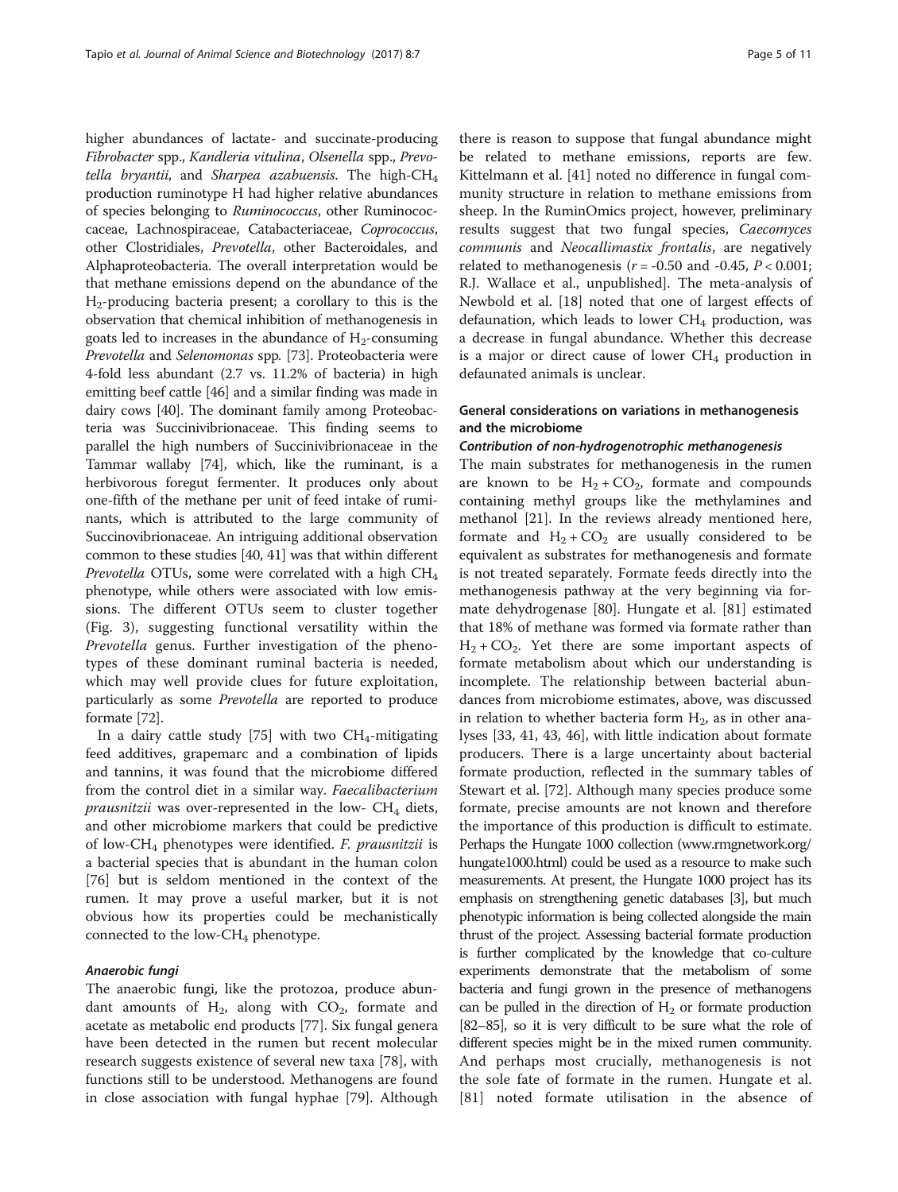higher abundances of lactate- and succinate-producing *Fibrobacter* spp., *Kandleria vitulina*, *Olsenella* spp., *Prevotella bryantii*, and *Sharpea azabuensis*. The high-$CH_4$ production ruminotype H had higher relative abundances of species belonging to *Ruminococcus*, other Ruminococcaceae, Lachnospiraceae, Catabacteriaceae, *Coprococcus*, other Clostridiales, *Prevotella*, other Bacteroidales, and Alphaproteobacteria. The overall interpretation would be that methane emissions depend on the abundance of the $H_2$-producing bacteria present; a corollary to this is the observation that chemical inhibition of methanogenesis in goats led to increases in the abundance of $H_2$-consuming *Prevotella* and *Selenomonas* spp. [73]. Proteobacteria were 4-fold less abundant (2.7 vs. 11.2% of bacteria) in high emitting beef cattle [46] and a similar finding was made in dairy cows [40]. The dominant family among Proteobacteria was Succinivibrionaceae. This finding seems to parallel the high numbers of Succinivibrionaceae in the Tammar wallaby [74], which, like the ruminant, is a herbivorous foregut fermenter. It produces only about one-fifth of the methane per unit of feed intake of ruminants, which is attributed to the large community of Succinovibrionaceae. An intriguing additional observation common to these studies [40, 41] was that within different *Prevotella* OTUs, some were correlated with a high $CH_4$ phenotype, while others were associated with low emissions. The different OTUs seem to cluster together (Fig. 3), suggesting functional versatility within the *Prevotella* genus. Further investigation of the phenotypes of these dominant ruminal bacteria is needed, which may well provide clues for future exploitation, particularly as some *Prevotella* are reported to produce formate [72].

In a dairy cattle study [75] with two $CH_4$-mitigating feed additives, grapemarc and a combination of lipids and tannins, it was found that the microbiome differed from the control diet in a similar way. *Faecalibacterium prausnitzii* was over-represented in the low- $CH_4$ diets, and other microbiome markers that could be predictive of low-$CH_4$ phenotypes were identified. *F. prausnitzii* is a bacterial species that is abundant in the human colon [76] but is seldom mentioned in the context of the rumen. It may prove a useful marker, but it is not obvious how its properties could be mechanistically connected to the low-$CH_4$ phenotype.

#### Anaerobic fungi

The anaerobic fungi, like the protozoa, produce abundant amounts of $H_2$, along with $CO_2$, formate and acetate as metabolic end products [77]. Six fungal genera have been detected in the rumen but recent molecular research suggests existence of several new taxa [78], with functions still to be understood. Methanogens are found in close association with fungal hyphae [79]. Although there is reason to suppose that fungal abundance might be related to methane emissions, reports are few. Kittelmann et al. [41] noted no difference in fungal community structure in relation to methane emissions from sheep. In the RuminOmics project, however, preliminary results suggest that two fungal species, *Caecomyces communis* and *Neocallimastix frontalis*, are negatively related to methanogenesis ($r$ = -0.50 and -0.45, $P < 0.001$; R.J. Wallace et al., unpublished]. The meta-analysis of Newbold et al. [18] noted that one of largest effects of defaunation, which leads to lower $CH_4$ production, was a decrease in fungal abundance. Whether this decrease is a major or direct cause of lower $CH_4$ production in defaunated animals is unclear.

### General considerations on variations in methanogenesis and the microbiome

#### Contribution of non-hydrogenotrophic methanogenesis

The main substrates for methanogenesis in the rumen are known to be $H_2 + CO_2$, formate and compounds containing methyl groups like the methylamines and methanol [21]. In the reviews already mentioned here, formate and $H_2 + CO_2$ are usually considered to be equivalent as substrates for methanogenesis and formate is not treated separately. Formate feeds directly into the methanogenesis pathway at the very beginning via formate dehydrogenase [80]. Hungate et al. [81] estimated that 18% of methane was formed via formate rather than $H_2 + CO_2$. Yet there are some important aspects of formate metabolism about which our understanding is incomplete. The relationship between bacterial abundances from microbiome estimates, above, was discussed in relation to whether bacteria form $H_2$, as in other analyses [33, 41, 43, 46], with little indication about formate producers. There is a large uncertainty about bacterial formate production, reflected in the summary tables of Stewart et al. [72]. Although many species produce some formate, precise amounts are not known and therefore the importance of this production is difficult to estimate. Perhaps the Hungate 1000 collection (www.rmgnetwork.org/hungate1000.html) could be used as a resource to make such measurements. At present, the Hungate 1000 project has its emphasis on strengthening genetic databases [3], but much phenotypic information is being collected alongside the main thrust of the project. Assessing bacterial formate production is further complicated by the knowledge that co-culture experiments demonstrate that the metabolism of some bacteria and fungi grown in the presence of methanogens can be pulled in the direction of $H_2$ or formate production [82–85], so it is very difficult to be sure what the role of different species might be in the mixed rumen community. And perhaps most crucially, methanogenesis is not the sole fate of formate in the rumen. Hungate et al. [81] noted formate utilisation in the absence of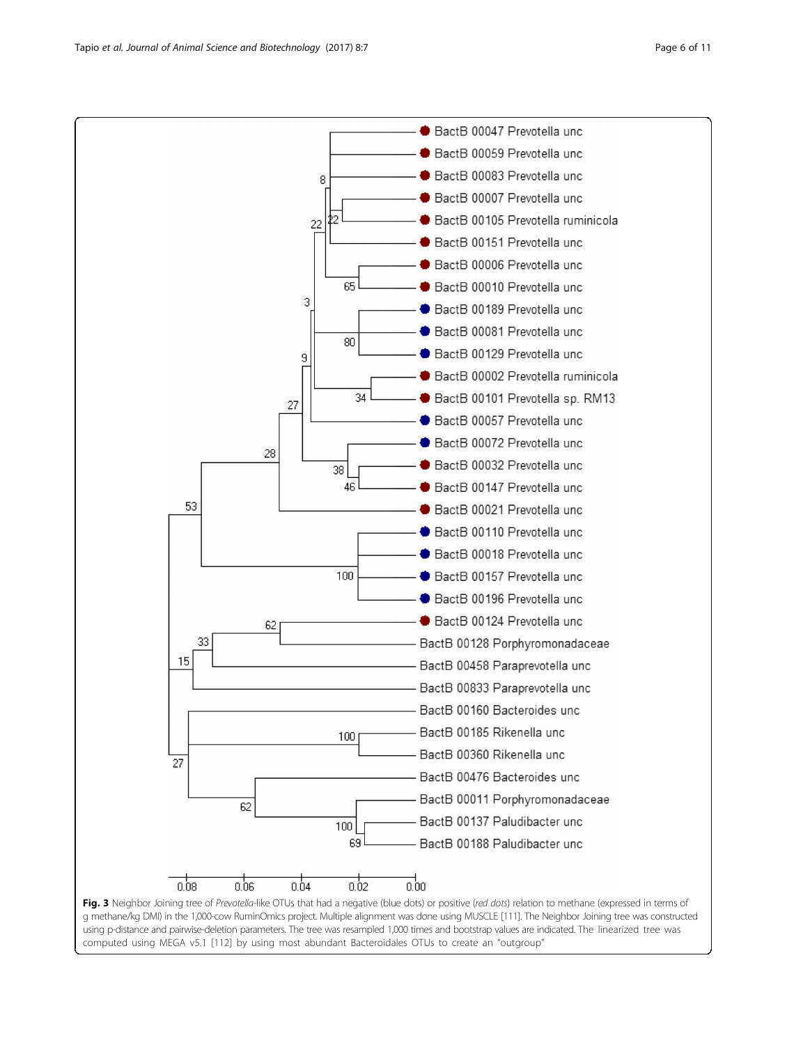**Fig. 3** Neighbor Joining tree of *Prevotella*-like OTUs that had a negative (blue dots) or positive (*red dots*) relation to methane (expressed in terms of g methane/kg DMI) in the 1,000-cow RuminOmics project. Multiple alignment was done using MUSCLE [111]. The Neighbor Joining tree was constructed using p-distance and pairwise-deletion parameters. The tree was resampled 1,000 times and bootstrap values are indicated. The linearized tree was computed using MEGA v5.1 [112] by using most abundant Bacteroidales OTUs to create an "outgroup"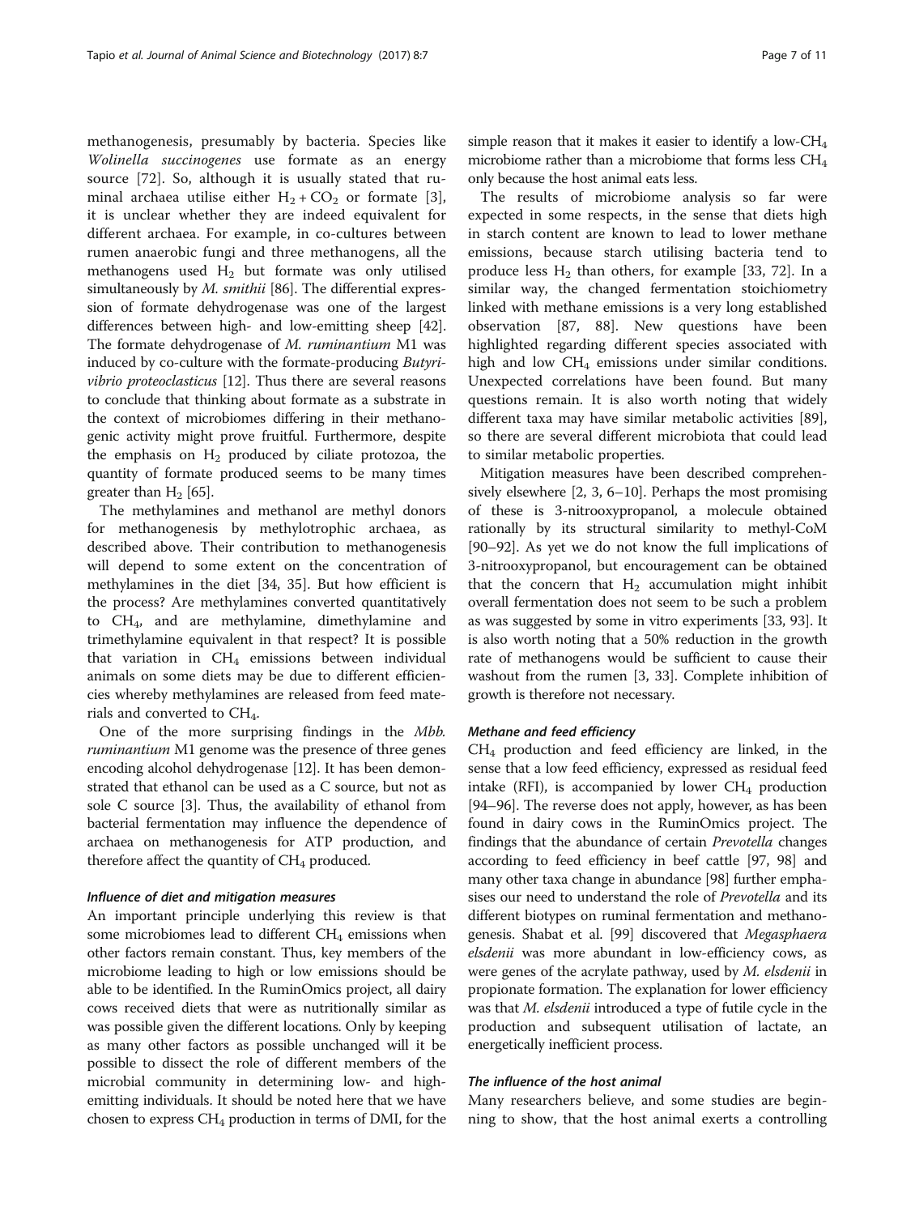methanogenesis, presumably by bacteria. Species like *Wolinella succinogenes* use formate as an energy source [72]. So, although it is usually stated that ruminal archaea utilise either $H_2 + CO_2$ or formate [3], it is unclear whether they are indeed equivalent for different archaea. For example, in co-cultures between rumen anaerobic fungi and three methanogens, all the methanogens used $H_2$ but formate was only utilised simultaneously by *M. smithii* [86]. The differential expression of formate dehydrogenase was one of the largest differences between high- and low-emitting sheep [42]. The formate dehydrogenase of *M. ruminantium* M1 was induced by co-culture with the formate-producing *Butyrivibrio proteoclasticus* [12]. Thus there are several reasons to conclude that thinking about formate as a substrate in the context of microbiomes differing in their methanogenic activity might prove fruitful. Furthermore, despite the emphasis on $H_2$ produced by ciliate protozoa, the quantity of formate produced seems to be many times greater than $H_2$ [65].

The methylamines and methanol are methyl donors for methanogenesis by methylotrophic archaea, as described above. Their contribution to methanogenesis will depend to some extent on the concentration of methylamines in the diet [34, 35]. But how efficient is the process? Are methylamines converted quantitatively to $CH_4$, and are methylamine, dimethylamine and trimethylamine equivalent in that respect? It is possible that variation in $CH_4$ emissions between individual animals on some diets may be due to different efficiencies whereby methylamines are released from feed materials and converted to $CH_4$.

One of the more surprising findings in the *Mbb. ruminantium* M1 genome was the presence of three genes encoding alcohol dehydrogenase [12]. It has been demonstrated that ethanol can be used as a C source, but not as sole C source [3]. Thus, the availability of ethanol from bacterial fermentation may influence the dependence of archaea on methanogenesis for ATP production, and therefore affect the quantity of $CH_4$ produced.

#### *Influence of diet and mitigation measures*

An important principle underlying this review is that some microbiomes lead to different $CH_4$ emissions when other factors remain constant. Thus, key members of the microbiome leading to high or low emissions should be able to be identified. In the RuminOmics project, all dairy cows received diets that were as nutritionally similar as was possible given the different locations. Only by keeping as many other factors as possible unchanged will it be possible to dissect the role of different members of the microbial community in determining low- and high-emitting individuals. It should be noted here that we have chosen to express $CH_4$ production in terms of DMI, for the simple reason that it makes it easier to identify a low-$CH_4$ microbiome rather than a microbiome that forms less $CH_4$ only because the host animal eats less.

The results of microbiome analysis so far were expected in some respects, in the sense that diets high in starch content are known to lead to lower methane emissions, because starch utilising bacteria tend to produce less $H_2$ than others, for example [33, 72]. In a similar way, the changed fermentation stoichiometry linked with methane emissions is a very long established observation [87, 88]. New questions have been highlighted regarding different species associated with high and low $CH_4$ emissions under similar conditions. Unexpected correlations have been found. But many questions remain. It is also worth noting that widely different taxa may have similar metabolic activities [89], so there are several different microbiota that could lead to similar metabolic properties.

Mitigation measures have been described comprehensively elsewhere [2, 3, 6–10]. Perhaps the most promising of these is 3-nitrooxypropanol, a molecule obtained rationally by its structural similarity to methyl-CoM [90–92]. As yet we do not know the full implications of 3-nitrooxypropanol, but encouragement can be obtained that the concern that $H_2$ accumulation might inhibit overall fermentation does not seem to be such a problem as was suggested by some in vitro experiments [33, 93]. It is also worth noting that a 50% reduction in the growth rate of methanogens would be sufficient to cause their washout from the rumen [3, 33]. Complete inhibition of growth is therefore not necessary.

#### *Methane and feed efficiency*

$CH_4$ production and feed efficiency are linked, in the sense that a low feed efficiency, expressed as residual feed intake (RFI), is accompanied by lower $CH_4$ production [94–96]. The reverse does not apply, however, as has been found in dairy cows in the RuminOmics project. The findings that the abundance of certain *Prevotella* changes according to feed efficiency in beef cattle [97, 98] and many other taxa change in abundance [98] further emphasises our need to understand the role of *Prevotella* and its different biotypes on ruminal fermentation and methanogenesis. Shabat et al. [99] discovered that *Megasphaera elsdenii* was more abundant in low-efficiency cows, as were genes of the acrylate pathway, used by *M. elsdenii* in propionate formation. The explanation for lower efficiency was that *M. elsdenii* introduced a type of futile cycle in the production and subsequent utilisation of lactate, an energetically inefficient process.

#### *The influence of the host animal*

Many researchers believe, and some studies are beginning to show, that the host animal exerts a controlling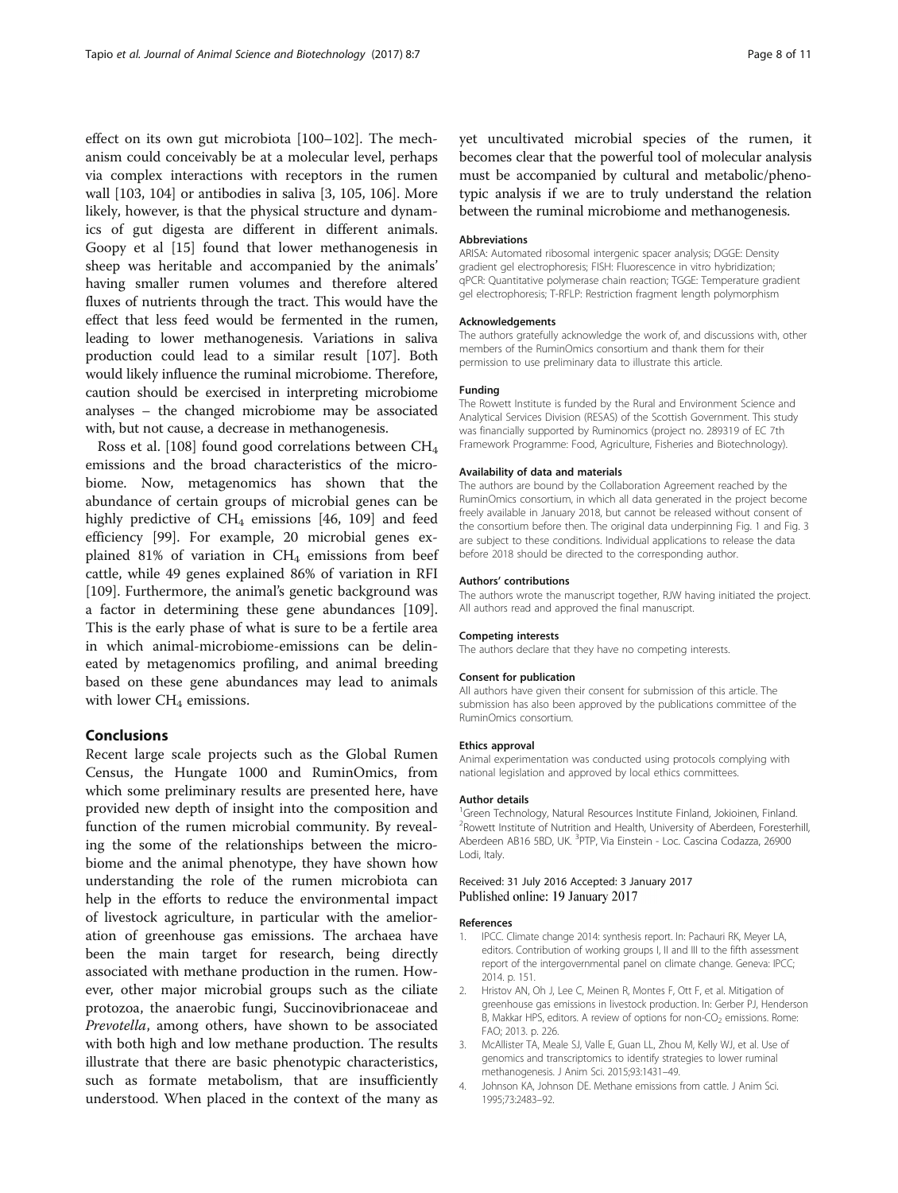effect on its own gut microbiota [100–102]. The mechanism could conceivably be at a molecular level, perhaps via complex interactions with receptors in the rumen wall [103, 104] or antibodies in saliva [3, 105, 106]. More likely, however, is that the physical structure and dynamics of gut digesta are different in different animals. Goopy et al [15] found that lower methanogenesis in sheep was heritable and accompanied by the animals' having smaller rumen volumes and therefore altered fluxes of nutrients through the tract. This would have the effect that less feed would be fermented in the rumen, leading to lower methanogenesis. Variations in saliva production could lead to a similar result [107]. Both would likely influence the ruminal microbiome. Therefore, caution should be exercised in interpreting microbiome analyses – the changed microbiome may be associated with, but not cause, a decrease in methanogenesis.

Ross et al. [108] found good correlations between $CH_4$ emissions and the broad characteristics of the microbiome. Now, metagenomics has shown that the abundance of certain groups of microbial genes can be highly predictive of $CH_4$ emissions [46, 109] and feed efficiency [99]. For example, 20 microbial genes explained 81% of variation in $CH_4$ emissions from beef cattle, while 49 genes explained 86% of variation in RFI [109]. Furthermore, the animal's genetic background was a factor in determining these gene abundances [109]. This is the early phase of what is sure to be a fertile area in which animal-microbiome-emissions can be delineated by metagenomics profiling, and animal breeding based on these gene abundances may lead to animals with lower $CH_4$ emissions.

## Conclusions

Recent large scale projects such as the Global Rumen Census, the Hungate 1000 and RuminOmics, from which some preliminary results are presented here, have provided new depth of insight into the composition and function of the rumen microbial community. By revealing the some of the relationships between the microbiome and the animal phenotype, they have shown how understanding the role of the rumen microbiota can help in the efforts to reduce the environmental impact of livestock agriculture, in particular with the amelioration of greenhouse gas emissions. The archaea have been the main target for research, being directly associated with methane production in the rumen. However, other major microbial groups such as the ciliate protozoa, the anaerobic fungi, Succinovibrionaceae and *Prevotella*, among others, have shown to be associated with both high and low methane production. The results illustrate that there are basic phenotypic characteristics, such as formate metabolism, that are insufficiently understood. When placed in the context of the many as yet uncultivated microbial species of the rumen, it becomes clear that the powerful tool of molecular analysis must be accompanied by cultural and metabolic/phenotypic analysis if we are to truly understand the relation between the ruminal microbiome and methanogenesis.

#### Abbreviations

ARISA: Automated ribosomal intergenic spacer analysis; DGGE: Density gradient gel electrophoresis; FISH: Fluorescence in vitro hybridization; qPCR: Quantitative polymerase chain reaction; TGGE: Temperature gradient gel electrophoresis; T-RFLP: Restriction fragment length polymorphism

#### Acknowledgements

The authors gratefully acknowledge the work of, and discussions with, other members of the RuminOmics consortium and thank them for their permission to use preliminary data to illustrate this article.

#### Funding

The Rowett Institute is funded by the Rural and Environment Science and Analytical Services Division (RESAS) of the Scottish Government. This study was financially supported by Ruminomics (project no. 289319 of EC 7th Framework Programme: Food, Agriculture, Fisheries and Biotechnology).

#### Availability of data and materials

The authors are bound by the Collaboration Agreement reached by the RuminOmics consortium, in which all data generated in the project become freely available in January 2018, but cannot be released without consent of the consortium before then. The original data underpinning Fig. 1 and Fig. 3 are subject to these conditions. Individual applications to release the data before 2018 should be directed to the corresponding author.

#### Authors' contributions

The authors wrote the manuscript together, RJW having initiated the project. All authors read and approved the final manuscript.

#### Competing interests

The authors declare that they have no competing interests.

#### Consent for publication

All authors have given their consent for submission of this article. The submission has also been approved by the publications committee of the RuminOmics consortium.

#### Ethics approval

Animal experimentation was conducted using protocols complying with national legislation and approved by local ethics committees.

#### Author details

[1]Green Technology, Natural Resources Institute Finland, Jokioinen, Finland. [2]Rowett Institute of Nutrition and Health, University of Aberdeen, Foresterhill, Aberdeen AB16 5BD, UK. [3]PTP, Via Einstein - Loc. Cascina Codazza, 26900 Lodi, Italy.

Received: 31 July 2016 Accepted: 3 January 2017
Published online: 19 January 2017

#### References

1. IPCC. Climate change 2014: synthesis report. In: Pachauri RK, Meyer LA, editors. Contribution of working groups I, II and III to the fifth assessment report of the intergovernmental panel on climate change. Geneva: IPCC; 2014. p. 151.
2. Hristov AN, Oh J, Lee C, Meinen R, Montes F, Ott F, et al. Mitigation of greenhouse gas emissions in livestock production. In: Gerber PJ, Henderson B, Makkar HPS, editors. A review of options for non-$CO_2$ emissions. Rome: FAO; 2013. p. 226.
3. McAllister TA, Meale SJ, Valle E, Guan LL, Zhou M, Kelly WJ, et al. Use of genomics and transcriptomics to identify strategies to lower ruminal methanogenesis. J Anim Sci. 2015;93:1431–49.
4. Johnson KA, Johnson DE. Methane emissions from cattle. J Anim Sci. 1995;73:2483–92.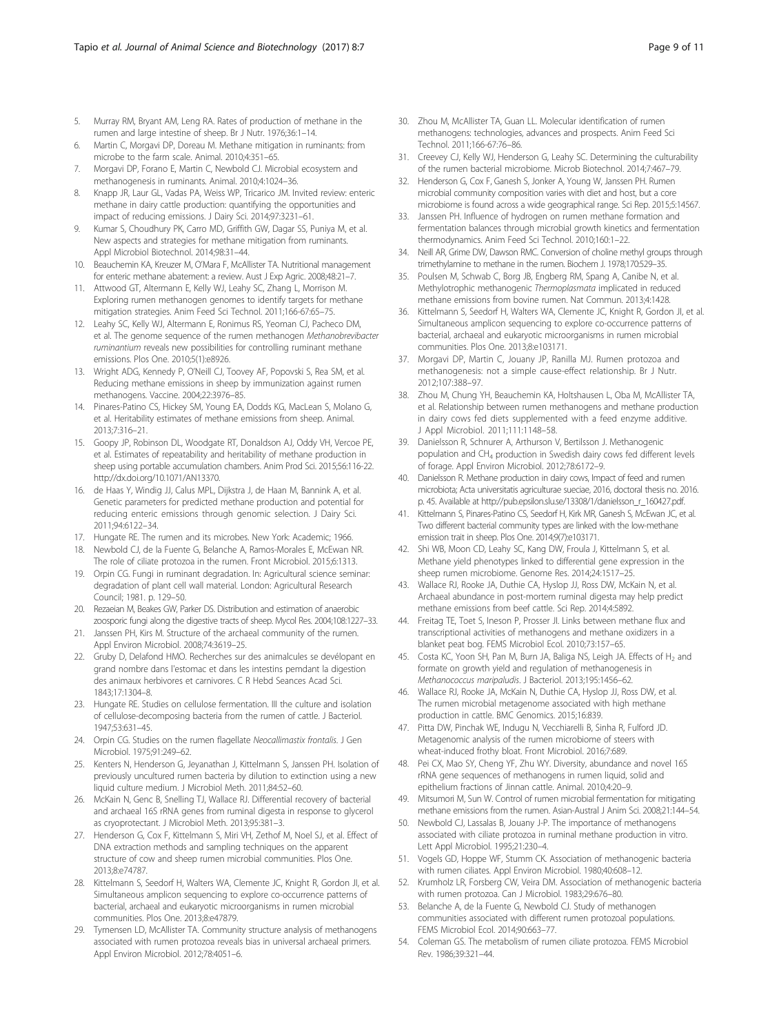5. Murray RM, Bryant AM, Leng RA. Rates of production of methane in the rumen and large intestine of sheep. Br J Nutr. 1976;36:1–14.
6. Martin C, Morgavi DP, Doreau M. Methane mitigation in ruminants: from microbe to the farm scale. Animal. 2010;4:351–65.
7. Morgavi DP, Forano E, Martin C, Newbold CJ. Microbial ecosystem and methanogenesis in ruminants. Animal. 2010;4:1024–36.
8. Knapp JR, Laur GL, Vadas PA, Weiss WP, Tricarico JM. Invited review: enteric methane in dairy cattle production: quantifying the opportunities and impact of reducing emissions. J Dairy Sci. 2014;97:3231–61.
9. Kumar S, Choudhury PK, Carro MD, Griffith GW, Dagar SS, Puniya M, et al. New aspects and strategies for methane mitigation from ruminants. Appl Microbiol Biotechnol. 2014;98:31–44.
10. Beauchemin KA, Kreuzer M, O'Mara F, McAllister TA. Nutritional management for enteric methane abatement: a review. Aust J Exp Agric. 2008;48:21–7.
11. Attwood GT, Altermann E, Kelly WJ, Leahy SC, Zhang L, Morrison M. Exploring rumen methanogen genomes to identify targets for methane mitigation strategies. Anim Feed Sci Technol. 2011;166-67:65–75.
12. Leahy SC, Kelly WJ, Altermann E, Ronimus RS, Yeoman CJ, Pacheco DM, et al. The genome sequence of the rumen methanogen *Methanobrevibacter ruminantium* reveals new possibilities for controlling ruminant methane emissions. Plos One. 2010;5(1):e8926.
13. Wright ADG, Kennedy P, O'Neill CJ, Toovey AF, Popovski S, Rea SM, et al. Reducing methane emissions in sheep by immunization against rumen methanogens. Vaccine. 2004;22:3976–85.
14. Pinares-Patino CS, Hickey SM, Young EA, Dodds KG, MacLean S, Molano G, et al. Heritability estimates of methane emissions from sheep. Animal. 2013;7:316–21.
15. Goopy JP, Robinson DL, Woodgate RT, Donaldson AJ, Oddy VH, Vercoe PE, et al. Estimates of repeatability and heritability of methane production in sheep using portable accumulation chambers. Anim Prod Sci. 2015;56:116-22. http://dx.doi.org/10.1071/AN13370.
16. de Haas Y, Windig JJ, Calus MPL, Dijkstra J, de Haan M, Bannink A, et al. Genetic parameters for predicted methane production and potential for reducing enteric emissions through genomic selection. J Dairy Sci. 2011;94:6122–34.
17. Hungate RE. The rumen and its microbes. New York: Academic; 1966.
18. Newbold CJ, de la Fuente G, Belanche A, Ramos-Morales E, McEwan NR. The role of ciliate protozoa in the rumen. Front Microbiol. 2015;6:1313.
19. Orpin CG. Fungi in ruminant degradation. In: Agricultural science seminar: degradation of plant cell wall material. London: Agricultural Research Council; 1981. p. 129–50.
20. Rezaeian M, Beakes GW, Parker DS. Distribution and estimation of anaerobic zoosporic fungi along the digestive tracts of sheep. Mycol Res. 2004;108:1227–33.
21. Janssen PH, Kirs M. Structure of the archaeal community of the rumen. Appl Environ Microbiol. 2008;74:3619–25.
22. Gruby D, Delafond HMO. Recherches sur des animalcules se devélopant en grand nombre dans l'estomac et dans les intestins pemdant la digestion des animaux herbivores et carnivores. C R Hebd Seances Acad Sci. 1843;17:1304–8.
23. Hungate RE. Studies on cellulose fermentation. III the culture and isolation of cellulose-decomposing bacteria from the rumen of cattle. J Bacteriol. 1947;53:631–45.
24. Orpin CG. Studies on the rumen flagellate *Neocallimastix frontalis*. J Gen Microbiol. 1975;91:249–62.
25. Kenters N, Henderson G, Jeyanathan J, Kittelmann S, Janssen PH. Isolation of previously uncultured rumen bacteria by dilution to extinction using a new liquid culture medium. J Microbiol Meth. 2011;84:52–60.
26. McKain N, Genc B, Snelling TJ, Wallace RJ. Differential recovery of bacterial and archaeal 16S rRNA genes from ruminal digesta in response to glycerol as cryoprotectant. J Microbiol Meth. 2013;95:381–3.
27. Henderson G, Cox F, Kittelmann S, Miri VH, Zethof M, Noel SJ, et al. Effect of DNA extraction methods and sampling techniques on the apparent structure of cow and sheep rumen microbial communities. Plos One. 2013;8:e74787.
28. Kittelmann S, Seedorf H, Walters WA, Clemente JC, Knight R, Gordon JI, et al. Simultaneous amplicon sequencing to explore co-occurrence patterns of bacterial, archaeal and eukaryotic microorganisms in rumen microbial communities. Plos One. 2013;8:e47879.
29. Tymensen LD, McAllister TA. Community structure analysis of methanogens associated with rumen protozoa reveals bias in universal archaeal primers. Appl Environ Microbiol. 2012;78:4051–6.
30. Zhou M, McAllister TA, Guan LL. Molecular identification of rumen methanogens: technologies, advances and prospects. Anim Feed Sci Technol. 2011;166-67:76–86.
31. Creevey CJ, Kelly WJ, Henderson G, Leahy SC. Determining the culturability of the rumen bacterial microbiome. Microb Biotechnol. 2014;7:467–79.
32. Henderson G, Cox F, Ganesh S, Jonker A, Young W, Janssen PH. Rumen microbial community composition varies with diet and host, but a core microbiome is found across a wide geographical range. Sci Rep. 2015;5:14567.
33. Janssen PH. Influence of hydrogen on rumen methane formation and fermentation balances through microbial growth kinetics and fermentation thermodynamics. Anim Feed Sci Technol. 2010;160:1–22.
34. Neill AR, Grime DW, Dawson RMC. Conversion of choline methyl groups through trimethylamine to methane in the rumen. Biochem J. 1978;170:529–35.
35. Poulsen M, Schwab C, Borg JB, Engberg RM, Spang A, Canibe N, et al. Methylotrophic methanogenic *Thermoplasmata* implicated in reduced methane emissions from bovine rumen. Nat Commun. 2013;4:1428.
36. Kittelmann S, Seedorf H, Walters WA, Clemente JC, Knight R, Gordon JI, et al. Simultaneous amplicon sequencing to explore co-occurrence patterns of bacterial, archaeal and eukaryotic microorganisms in rumen microbial communities. Plos One. 2013;8:e103171.
37. Morgavi DP, Martin C, Jouany JP, Ranilla MJ. Rumen protozoa and methanogenesis: not a simple cause-effect relationship. Br J Nutr. 2012;107:388–97.
38. Zhou M, Chung YH, Beauchemin KA, Holtshausen L, Oba M, McAllister TA, et al. Relationship between rumen methanogens and methane production in dairy cows fed diets supplemented with a feed enzyme additive. J Appl Microbiol. 2011;111:1148–58.
39. Danielsson R, Schnurer A, Arthurson V, Bertilsson J. Methanogenic population and $CH_4$ production in Swedish dairy cows fed different levels of forage. Appl Environ Microbiol. 2012;78:6172–9.
40. Danielsson R. Methane production in dairy cows, Impact of feed and rumen microbiota; Acta universitatis agriculturae sueciae, 2016, doctoral thesis no. 2016. p. 45. Available at http://pub.epsilon.slu.se/13308/1/danielsson_r_160427.pdf.
41. Kittelmann S, Pinares-Patino CS, Seedorf H, Kirk MR, Ganesh S, McEwan JC, et al. Two different bacterial community types are linked with the low-methane emission trait in sheep. Plos One. 2014;9(7):e103171.
42. Shi WB, Moon CD, Leahy SC, Kang DW, Froula J, Kittelmann S, et al. Methane yield phenotypes linked to differential gene expression in the sheep rumen microbiome. Genome Res. 2014;24:1517–25.
43. Wallace RJ, Rooke JA, Duthie CA, Hyslop JJ, Ross DW, McKain N, et al. Archaeal abundance in post-mortem ruminal digesta may help predict methane emissions from beef cattle. Sci Rep. 2014;4:5892.
44. Freitag TE, Toet S, Ineson P, Prosser JI. Links between methane flux and transcriptional activities of methanogens and methane oxidizers in a blanket peat bog. FEMS Microbiol Ecol. 2010;73:157–65.
45. Costa KC, Yoon SH, Pan M, Burn JA, Baliga NS, Leigh JA. Effects of $H_2$ and formate on growth yield and regulation of methanogenesis in *Methanococcus maripaludis*. J Bacteriol. 2013;195:1456–62.
46. Wallace RJ, Rooke JA, McKain N, Duthie CA, Hyslop JJ, Ross DW, et al. The rumen microbial metagenome associated with high methane production in cattle. BMC Genomics. 2015;16:839.
47. Pitta DW, Pinchak WE, Indugu N, Vecchiarelli B, Sinha R, Fulford JD. Metagenomic analysis of the rumen microbiome of steers with wheat-induced frothy bloat. Front Microbiol. 2016;7:689.
48. Pei CX, Mao SY, Cheng YF, Zhu WY. Diversity, abundance and novel 16S rRNA gene sequences of methanogens in rumen liquid, solid and epithelium fractions of Jinnan cattle. Animal. 2010;4:20–9.
49. Mitsumori M, Sun W. Control of rumen microbial fermentation for mitigating methane emissions from the rumen. Asian-Austral J Anim Sci. 2008;21:144–54.
50. Newbold CJ, Lassalas B, Jouany J-P. The importance of methanogens associated with ciliate protozoa in ruminal methane production in vitro. Lett Appl Microbiol. 1995;21:230–4.
51. Vogels GD, Hoppe WF, Stumm CK. Association of methanogenic bacteria with rumen ciliates. Appl Environ Microbiol. 1980;40:608–12.
52. Krumholz LR, Forsberg CW, Veira DM. Association of methanogenic bacteria with rumen protozoa. Can J Microbiol. 1983;29:676–80.
53. Belanche A, de la Fuente G, Newbold CJ. Study of methanogen communities associated with different rumen protozoal populations. FEMS Microbiol Ecol. 2014;90:663–77.
54. Coleman GS. The metabolism of rumen ciliate protozoa. FEMS Microbiol Rev. 1986;39:321–44.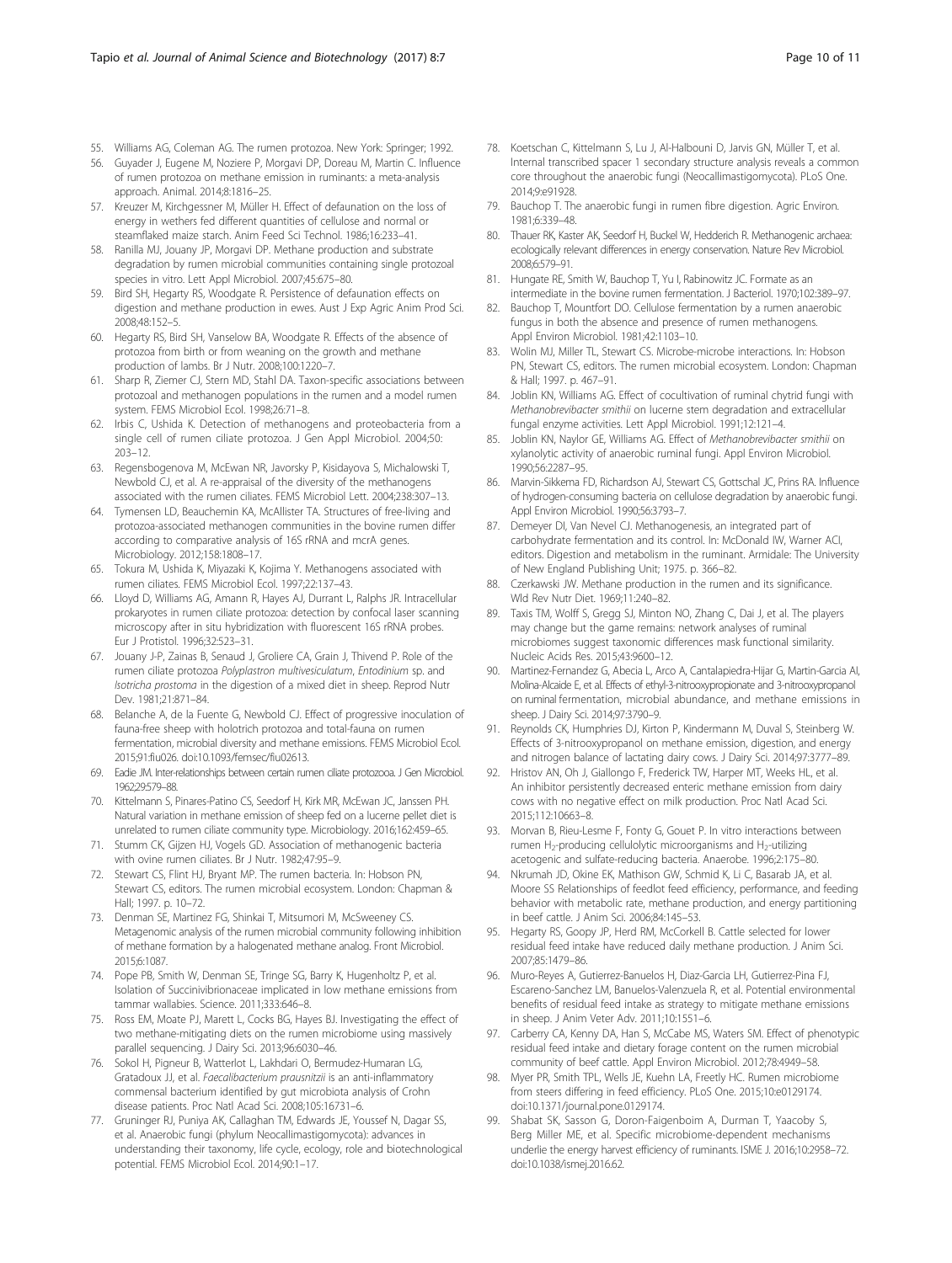55. Williams AG, Coleman AG. The rumen protozoa. New York: Springer; 1992.
56. Guyader J, Eugene M, Noziere P, Morgavi DP, Doreau M, Martin C. Influence of rumen protozoa on methane emission in ruminants: a meta-analysis approach. Animal. 2014;8:1816–25.
57. Kreuzer M, Kirchgessner M, Müller H. Effect of defaunation on the loss of energy in wethers fed different quantities of cellulose and normal or steamflaked maize starch. Anim Feed Sci Technol. 1986;16:233–41.
58. Ranilla MJ, Jouany JP, Morgavi DP. Methane production and substrate degradation by rumen microbial communities containing single protozoal species in vitro. Lett Appl Microbiol. 2007;45:675–80.
59. Bird SH, Hegarty RS, Woodgate R. Persistence of defaunation effects on digestion and methane production in ewes. Aust J Exp Agric Anim Prod Sci. 2008;48:152–5.
60. Hegarty RS, Bird SH, Vanselow BA, Woodgate R. Effects of the absence of protozoa from birth or from weaning on the growth and methane production of lambs. Br J Nutr. 2008;100:1220–7.
61. Sharp R, Ziemer CJ, Stern MD, Stahl DA. Taxon-specific associations between protozoal and methanogen populations in the rumen and a model rumen system. FEMS Microbiol Ecol. 1998;26:71–8.
62. Irbis C, Ushida K. Detection of methanogens and proteobacteria from a single cell of rumen ciliate protozoa. J Gen Appl Microbiol. 2004;50: 203–12.
63. Regensbogenova M, McEwan NR, Javorsky P, Kisidayova S, Michalowski T, Newbold CJ, et al. A re-appraisal of the diversity of the methanogens associated with the rumen ciliates. FEMS Microbiol Lett. 2004;238:307–13.
64. Tymensen LD, Beauchemin KA, McAllister TA. Structures of free-living and protozoa-associated methanogen communities in the bovine rumen differ according to comparative analysis of 16S rRNA and mcrA genes. Microbiology. 2012;158:1808–17.
65. Tokura M, Ushida K, Miyazaki K, Kojima Y. Methanogens associated with rumen ciliates. FEMS Microbiol Ecol. 1997;22:137–43.
66. Lloyd D, Williams AG, Amann R, Hayes AJ, Durrant L, Ralphs JR. Intracellular prokaryotes in rumen ciliate protozoa: detection by confocal laser scanning microscopy after in situ hybridization with fluorescent 16S rRNA probes. Eur J Protistol. 1996;32:523–31.
67. Jouany J-P, Zainas B, Senaud J, Groliere CA, Grain J, Thivend P. Role of the rumen ciliate protozoa *Polyplastron multivesiculatum*, *Entodinium* sp. and *Isotricha prostoma* in the digestion of a mixed diet in sheep. Reprod Nutr Dev. 1981;21:871–84.
68. Belanche A, de la Fuente G, Newbold CJ. Effect of progressive inoculation of fauna-free sheep with holotrich protozoa and total-fauna on rumen fermentation, microbial diversity and methane emissions. FEMS Microbiol Ecol. 2015;91:fiu026. doi:10.1093/femsec/fiu02613.
69. Eadie JM. Inter-relationships between certain rumen ciliate protozooa. J Gen Microbiol. 1962;29:579–88.
70. Kittelmann S, Pinares-Patino CS, Seedorf H, Kirk MR, McEwan JC, Janssen PH. Natural variation in methane emission of sheep fed on a lucerne pellet diet is unrelated to rumen ciliate community type. Microbiology. 2016;162:459–65.
71. Stumm CK, Gijzen HJ, Vogels GD. Association of methanogenic bacteria with ovine rumen ciliates. Br J Nutr. 1982;47:95–9.
72. Stewart CS, Flint HJ, Bryant MP. The rumen bacteria. In: Hobson PN, Stewart CS, editors. The rumen microbial ecosystem. London: Chapman & Hall; 1997. p. 10–72.
73. Denman SE, Martinez FG, Shinkai T, Mitsumori M, McSweeney CS. Metagenomic analysis of the rumen microbial community following inhibition of methane formation by a halogenated methane analog. Front Microbiol. 2015;6:1087.
74. Pope PB, Smith W, Denman SE, Tringe SG, Barry K, Hugenholtz P, et al. Isolation of Succinivibrionaceae implicated in low methane emissions from tammar wallabies. Science. 2011;333:646–8.
75. Ross EM, Moate PJ, Marett L, Cocks BG, Hayes BJ. Investigating the effect of two methane-mitigating diets on the rumen microbiome using massively parallel sequencing. J Dairy Sci. 2013;96:6030–46.
76. Sokol H, Pigneur B, Watterlot L, Lakhdari O, Bermudez-Humaran LG, Gratadoux JJ, et al. *Faecalibacterium prausnitzii* is an anti-inflammatory commensal bacterium identified by gut microbiota analysis of Crohn disease patients. Proc Natl Acad Sci. 2008;105:16731–6.
77. Gruninger RJ, Puniya AK, Callaghan TM, Edwards JE, Youssef N, Dagar SS, et al. Anaerobic fungi (phylum Neocallimastigomycota): advances in understanding their taxonomy, life cycle, ecology, role and biotechnological potential. FEMS Microbiol Ecol. 2014;90:1–17.
78. Koetschan C, Kittelmann S, Lu J, Al-Halbouni D, Jarvis GN, Müller T, et al. Internal transcribed spacer 1 secondary structure analysis reveals a common core throughout the anaerobic fungi (Neocallimastigomycota). PLoS One. 2014;9:e91928.
79. Bauchop T. The anaerobic fungi in rumen fibre digestion. Agric Environ. 1981;6:339–48.
80. Thauer RK, Kaster AK, Seedorf H, Buckel W, Hedderich R. Methanogenic archaea: ecologically relevant differences in energy conservation. Nature Rev Microbiol. 2008;6:579–91.
81. Hungate RE, Smith W, Bauchop T, Yu I, Rabinowitz JC. Formate as an intermediate in the bovine rumen fermentation. J Bacteriol. 1970;102:389–97.
82. Bauchop T, Mountfort DO. Cellulose fermentation by a rumen anaerobic fungus in both the absence and presence of rumen methanogens. Appl Environ Microbiol. 1981;42:1103–10.
83. Wolin MJ, Miller TL, Stewart CS. Microbe-microbe interactions. In: Hobson PN, Stewart CS, editors. The rumen microbial ecosystem. London: Chapman & Hall; 1997. p. 467–91.
84. Joblin KN, Williams AG. Effect of cocultivation of ruminal chytrid fungi with *Methanobrevibacter smithii* on lucerne stem degradation and extracellular fungal enzyme activities. Lett Appl Microbiol. 1991;12:121–4.
85. Joblin KN, Naylor GE, Williams AG. Effect of *Methanobrevibacter smithii* on xylanolytic activity of anaerobic ruminal fungi. Appl Environ Microbiol. 1990;56:2287–95.
86. Marvin-Sikkema FD, Richardson AJ, Stewart CS, Gottschal JC, Prins RA. Influence of hydrogen-consuming bacteria on cellulose degradation by anaerobic fungi. Appl Environ Microbiol. 1990;56:3793–7.
87. Demeyer DI, Van Nevel CJ. Methanogenesis, an integrated part of carbohydrate fermentation and its control. In: McDonald IW, Warner ACI, editors. Digestion and metabolism in the ruminant. Armidale: The University of New England Publishing Unit; 1975. p. 366–82.
88. Czerkawski JW. Methane production in the rumen and its significance. Wld Rev Nutr Diet. 1969;11:240–82.
89. Taxis TM, Wolff S, Gregg SJ, Minton NO, Zhang C, Dai J, et al. The players may change but the game remains: network analyses of ruminal microbiomes suggest taxonomic differences mask functional similarity. Nucleic Acids Res. 2015;43:9600–12.
90. Martinez-Fernandez G, Abecia L, Arco A, Cantalapiedra-Hijar G, Martin-Garcia AI, Molina-Alcaide E, et al. Effects of ethyl-3-nitrooxypropionate and 3-nitrooxypropanol on ruminal fermentation, microbial abundance, and methane emissions in sheep. J Dairy Sci. 2014;97:3790–9.
91. Reynolds CK, Humphries DJ, Kirton P, Kindermann M, Duval S, Steinberg W. Effects of 3-nitrooxypropanol on methane emission, digestion, and energy and nitrogen balance of lactating dairy cows. J Dairy Sci. 2014;97:3777–89.
92. Hristov AN, Oh J, Giallongo F, Frederick TW, Harper MT, Weeks HL, et al. An inhibitor persistently decreased enteric methane emission from dairy cows with no negative effect on milk production. Proc Natl Acad Sci. 2015;112:10663–8.
93. Morvan B, Rieu-Lesme F, Fonty G, Gouet P. In vitro interactions between rumen $H_2$-producing cellulolytic microorganisms and $H_2$-utilizing acetogenic and sulfate-reducing bacteria. Anaerobe. 1996;2:175–80.
94. Nkrumah JD, Okine EK, Mathison GW, Schmid K, Li C, Basarab JA, et al. Moore SS Relationships of feedlot feed efficiency, performance, and feeding behavior with metabolic rate, methane production, and energy partitioning in beef cattle. J Anim Sci. 2006;84:145–53.
95. Hegarty RS, Goopy JP, Herd RM, McCorkell B. Cattle selected for lower residual feed intake have reduced daily methane production. J Anim Sci. 2007;85:1479–86.
96. Muro-Reyes A, Gutierrez-Banuelos H, Diaz-Garcia LH, Gutierrez-Pina FJ, Escareno-Sanchez LM, Banuelos-Valenzuela R, et al. Potential environmental benefits of residual feed intake as strategy to mitigate methane emissions in sheep. J Anim Veter Adv. 2011;10:1551–6.
97. Carberry CA, Kenny DA, Han S, McCabe MS, Waters SM. Effect of phenotypic residual feed intake and dietary forage content on the rumen microbial community of beef cattle. Appl Environ Microbiol. 2012;78:4949–58.
98. Myer PR, Smith TPL, Wells JE, Kuehn LA, Freetly HC. Rumen microbiome from steers differing in feed efficiency. PLoS One. 2015;10:e0129174. doi:10.1371/journal.pone.0129174.
99. Shabat SK, Sasson G, Doron-Faigenboim A, Durman T, Yaacoby S, Berg Miller ME, et al. Specific microbiome-dependent mechanisms underlie the energy harvest efficiency of ruminants. ISME J. 2016;10:2958–72. doi:10.1038/ismej.2016.62.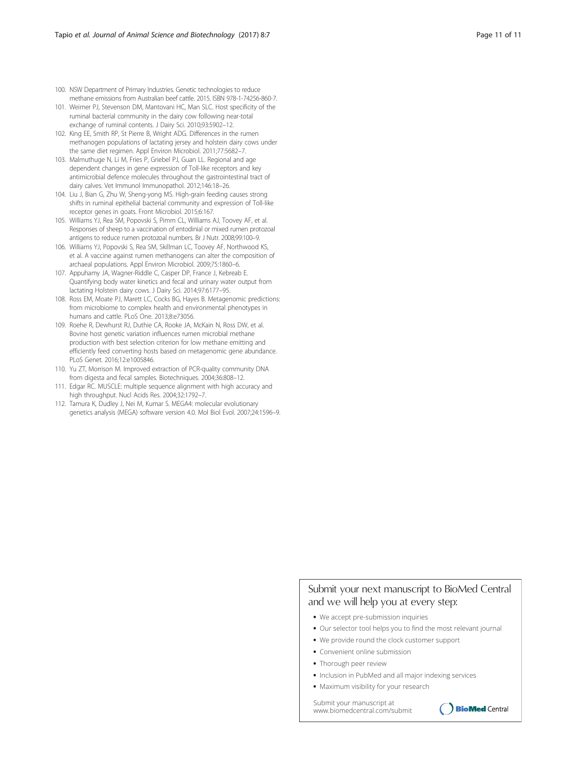100. NSW Department of Primary Industries. Genetic technologies to reduce methane emissions from Australian beef cattle. 2015. ISBN 978-1-74256-860-7.
101. Weimer PJ, Stevenson DM, Mantovani HC, Man SLC. Host specificity of the ruminal bacterial community in the dairy cow following near-total exchange of ruminal contents. J Dairy Sci. 2010;93:5902–12.
102. King EE, Smith RP, St Pierre B, Wright ADG. Differences in the rumen methanogen populations of lactating jersey and holstein dairy cows under the same diet regimen. Appl Environ Microbiol. 2011;77:5682–7.
103. Malmuthuge N, Li M, Fries P, Griebel PJ, Guan LL. Regional and age dependent changes in gene expression of Toll-like receptors and key antimicrobial defence molecules throughout the gastrointestinal tract of dairy calves. Vet Immunol Immunopathol. 2012;146:18–26.
104. Liu J, Bian G, Zhu W, Sheng-yong MS. High-grain feeding causes strong shifts in ruminal epithelial bacterial community and expression of Toll-like receptor genes in goats. Front Microbiol. 2015;6:167.
105. Williams YJ, Rea SM, Popovski S, Pimm CL, Williams AJ, Toovey AF, et al. Responses of sheep to a vaccination of entodinial or mixed rumen protozoal antigens to reduce rumen protozoal numbers. Br J Nutr. 2008;99:100–9.
106. Williams YJ, Popovski S, Rea SM, Skillman LC, Toovey AF, Northwood KS, et al. A vaccine against rumen methanogens can alter the composition of archaeal populations. Appl Environ Microbiol. 2009;75:1860–6.
107. Appuhamy JA, Wagner-Riddle C, Casper DP, France J, Kebreab E. Quantifying body water kinetics and fecal and urinary water output from lactating Holstein dairy cows. J Dairy Sci. 2014;97:6177–95.
108. Ross EM, Moate PJ, Marett LC, Cocks BG, Hayes B. Metagenomic predictions: from microbiome to complex health and environmental phenotypes in humans and cattle. PLoS One. 2013;8:e73056.
109. Roehe R, Dewhurst RJ, Duthie CA, Rooke JA, McKain N, Ross DW, et al. Bovine host genetic variation influences rumen microbial methane production with best selection criterion for low methane emitting and efficiently feed converting hosts based on metagenomic gene abundance. PLoS Genet. 2016;12:e1005846.
110. Yu ZT, Morrison M. Improved extraction of PCR-quality community DNA from digesta and fecal samples. Biotechniques. 2004;36:808–12.
111. Edgar RC. MUSCLE: multiple sequence alignment with high accuracy and high throughput. Nucl Acids Res. 2004;32:1792–7.
112. Tamura K, Dudley J, Nei M, Kumar S. MEGA4: molecular evolutionary genetics analysis (MEGA) software version 4.0. Mol Biol Evol. 2007;24:1596–9.

Submit your next manuscript to BioMed Central and we will help you at every step:

- We accept pre-submission inquiries
- Our selector tool helps you to find the most relevant journal
- We provide round the clock customer support
- Convenient online submission
- Thorough peer review
- Inclusion in PubMed and all major indexing services
- Maximum visibility for your research

Submit your manuscript at www.biomedcentral.com/submit

BioMed Central